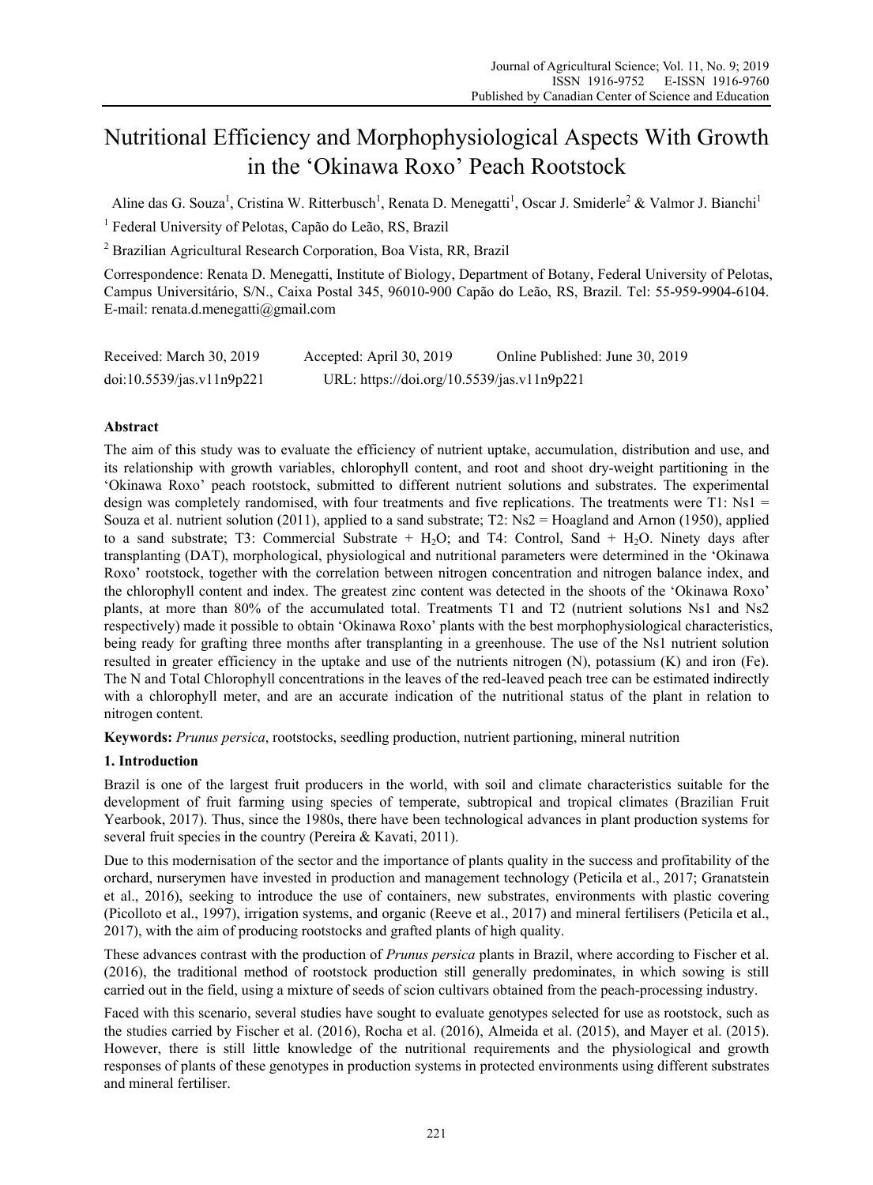# Nutritional Efficiency and Morphophysiological Aspects With Growth in the 'Okinawa Roxo' Peach Rootstock

Aline das G. Souza[1], Cristina W. Ritterbusch[1], Renata D. Menegatti[1], Oscar J. Smiderle[2] & Valmor J. Bianchi[1]

[1] Federal University of Pelotas, Capão do Leão, RS, Brazil

[2] Brazilian Agricultural Research Corporation, Boa Vista, RR, Brazil

Correspondence: Renata D. Menegatti, Institute of Biology, Department of Botany, Federal University of Pelotas, Campus Universitário, S/N., Caixa Postal 345, 96010-900 Capão do Leão, RS, Brazil. Tel: 55-959-9904-6104. E-mail: renata.d.menegatti@gmail.com

Received: March 30, 2019 Accepted: April 30, 2019 Online Published: June 30, 2019

doi:10.5539/jas.v11n9p221 URL: https://doi.org/10.5539/jas.v11n9p221

## Abstract

The aim of this study was to evaluate the efficiency of nutrient uptake, accumulation, distribution and use, and its relationship with growth variables, chlorophyll content, and root and shoot dry-weight partitioning in the 'Okinawa Roxo' peach rootstock, submitted to different nutrient solutions and substrates. The experimental design was completely randomised, with four treatments and five replications. The treatments were T1: Ns1 = Souza et al. nutrient solution (2011), applied to a sand substrate; T2: Ns2 = Hoagland and Arnon (1950), applied to a sand substrate; T3: Commercial Substrate + $H_2O$; and T4: Control, Sand + $H_2O$. Ninety days after transplanting (DAT), morphological, physiological and nutritional parameters were determined in the 'Okinawa Roxo' rootstock, together with the correlation between nitrogen concentration and nitrogen balance index, and the chlorophyll content and index. The greatest zinc content was detected in the shoots of the 'Okinawa Roxo' plants, at more than 80% of the accumulated total. Treatments T1 and T2 (nutrient solutions Ns1 and Ns2 respectively) made it possible to obtain 'Okinawa Roxo' plants with the best morphophysiological characteristics, being ready for grafting three months after transplanting in a greenhouse. The use of the Ns1 nutrient solution resulted in greater efficiency in the uptake and use of the nutrients nitrogen (N), potassium (K) and iron (Fe). The N and Total Chlorophyll concentrations in the leaves of the red-leaved peach tree can be estimated indirectly with a chlorophyll meter, and are an accurate indication of the nutritional status of the plant in relation to nitrogen content.

**Keywords:** *Prunus persica*, rootstocks, seedling production, nutrient partioning, mineral nutrition

## 1. Introduction

Brazil is one of the largest fruit producers in the world, with soil and climate characteristics suitable for the development of fruit farming using species of temperate, subtropical and tropical climates (Brazilian Fruit Yearbook, 2017). Thus, since the 1980s, there have been technological advances in plant production systems for several fruit species in the country (Pereira & Kavati, 2011).

Due to this modernisation of the sector and the importance of plants quality in the success and profitability of the orchard, nurserymen have invested in production and management technology (Peticila et al., 2017; Granatstein et al., 2016), seeking to introduce the use of containers, new substrates, environments with plastic covering (Picolloto et al., 1997), irrigation systems, and organic (Reeve et al., 2017) and mineral fertilisers (Peticila et al., 2017), with the aim of producing rootstocks and grafted plants of high quality.

These advances contrast with the production of *Prunus persica* plants in Brazil, where according to Fischer et al. (2016), the traditional method of rootstock production still generally predominates, in which sowing is still carried out in the field, using a mixture of seeds of scion cultivars obtained from the peach-processing industry.

Faced with this scenario, several studies have sought to evaluate genotypes selected for use as rootstock, such as the studies carried by Fischer et al. (2016), Rocha et al. (2016), Almeida et al. (2015), and Mayer et al. (2015). However, there is still little knowledge of the nutritional requirements and the physiological and growth responses of plants of these genotypes in production systems in protected environments using different substrates and mineral fertiliser.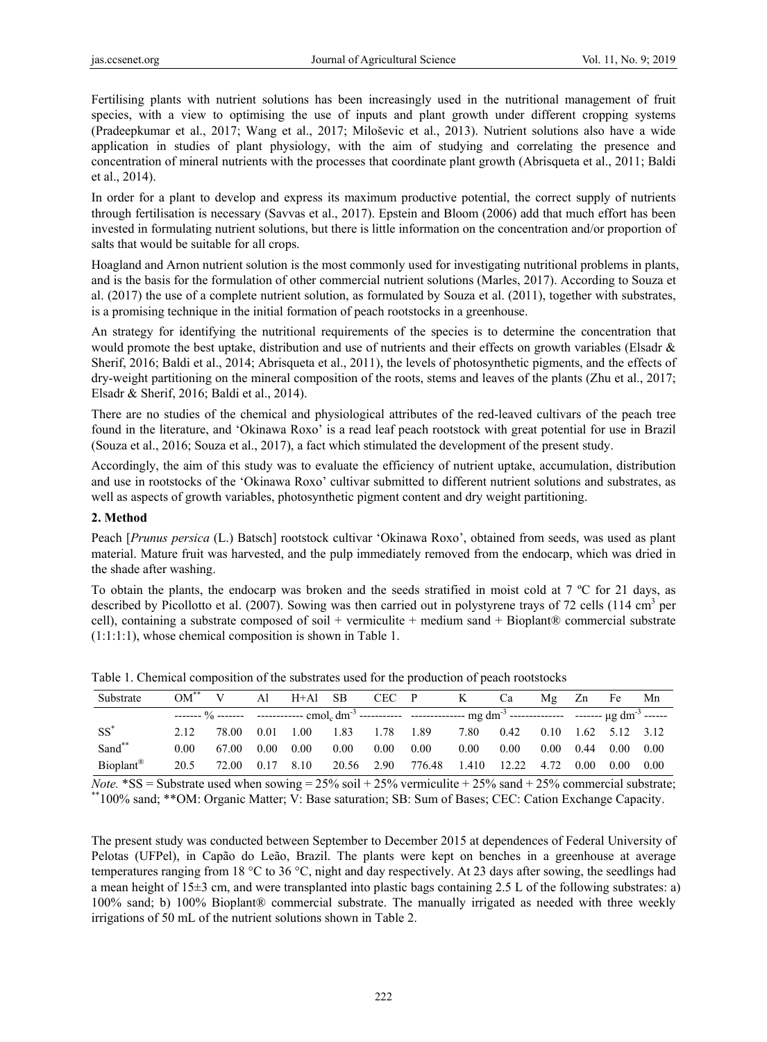Fertilising plants with nutrient solutions has been increasingly used in the nutritional management of fruit species, with a view to optimising the use of inputs and plant growth under different cropping systems (Pradeepkumar et al., 2017; Wang et al., 2017; Miloševic et al., 2013). Nutrient solutions also have a wide application in studies of plant physiology, with the aim of studying and correlating the presence and concentration of mineral nutrients with the processes that coordinate plant growth (Abrisqueta et al., 2011; Baldi et al., 2014).

In order for a plant to develop and express its maximum productive potential, the correct supply of nutrients through fertilisation is necessary (Savvas et al., 2017). Epstein and Bloom (2006) add that much effort has been invested in formulating nutrient solutions, but there is little information on the concentration and/or proportion of salts that would be suitable for all crops.

Hoagland and Arnon nutrient solution is the most commonly used for investigating nutritional problems in plants, and is the basis for the formulation of other commercial nutrient solutions (Marles, 2017). According to Souza et al. (2017) the use of a complete nutrient solution, as formulated by Souza et al. (2011), together with substrates, is a promising technique in the initial formation of peach rootstocks in a greenhouse.

An strategy for identifying the nutritional requirements of the species is to determine the concentration that would promote the best uptake, distribution and use of nutrients and their effects on growth variables (Elsadr & Sherif, 2016; Baldi et al., 2014; Abrisqueta et al., 2011), the levels of photosynthetic pigments, and the effects of dry-weight partitioning on the mineral composition of the roots, stems and leaves of the plants (Zhu et al., 2017; Elsadr & Sherif, 2016; Baldi et al., 2014).

There are no studies of the chemical and physiological attributes of the red-leaved cultivars of the peach tree found in the literature, and 'Okinawa Roxo' is a read leaf peach rootstock with great potential for use in Brazil (Souza et al., 2016; Souza et al., 2017), a fact which stimulated the development of the present study.

Accordingly, the aim of this study was to evaluate the efficiency of nutrient uptake, accumulation, distribution and use in rootstocks of the 'Okinawa Roxo' cultivar submitted to different nutrient solutions and substrates, as well as aspects of growth variables, photosynthetic pigment content and dry weight partitioning.

## 2. Method

Peach [*Prunus persica* (L.) Batsch] rootstock cultivar 'Okinawa Roxo', obtained from seeds, was used as plant material. Mature fruit was harvested, and the pulp immediately removed from the endocarp, which was dried in the shade after washing.

To obtain the plants, the endocarp was broken and the seeds stratified in moist cold at 7 ºC for 21 days, as described by Picollotto et al. (2007). Sowing was then carried out in polystyrene trays of 72 cells (114 $cm^3$ per cell), containing a substrate composed of soil + vermiculite + medium sand + Bioplant® commercial substrate (1:1:1:1), whose chemical composition is shown in Table 1.

Table 1. Chemical composition of the substrates used for the production of peach rootstocks

| Substrate | OM** | V | Al | H+Al | SB | CEC | P | K | Ca | Mg | Zn | Fe | Mn |
|---|---|---|---|---|---|---|---|---|---|---|---|---|---|
| | ------- % ------- | | ------------ $cmol_c$ $dm^{-3}$ ----------- | | | | -------------- mg $dm^{-3}$ -------------- | | | | ------- µg $dm^{-3}$ ------ | | |
| SS* | 2.12 | 78.00 | 0.01 | 1.00 | 1.83 | 1.78 | 1.89 | 7.80 | 0.42 | 0.10 | 1.62 | 5.12 | 3.12 |
| Sand** | 0.00 | 67.00 | 0.00 | 0.00 | 0.00 | 0.00 | 0.00 | 0.00 | 0.00 | 0.00 | 0.44 | 0.00 | 0.00 |
| Bioplant® | 20.5 | 72.00 | 0.17 | 8.10 | 20.56 | 2.90 | 776.48 | 1.410 | 12.22 | 4.72 | 0.00 | 0.00 | 0.00 |

*Note.* *SS = Substrate used when sowing = 25% soil + 25% vermiculite + 25% sand + 25% commercial substrate; **100% sand; **OM: Organic Matter; V: Base saturation; SB: Sum of Bases; CEC: Cation Exchange Capacity.

The present study was conducted between September to December 2015 at dependences of Federal University of Pelotas (UFPel), in Capão do Leão, Brazil. The plants were kept on benches in a greenhouse at average temperatures ranging from 18 °C to 36 °C, night and day respectively. At 23 days after sowing, the seedlings had a mean height of 15±3 cm, and were transplanted into plastic bags containing 2.5 L of the following substrates: a) 100% sand; b) 100% Bioplant® commercial substrate. The manually irrigated as needed with three weekly irrigations of 50 mL of the nutrient solutions shown in Table 2.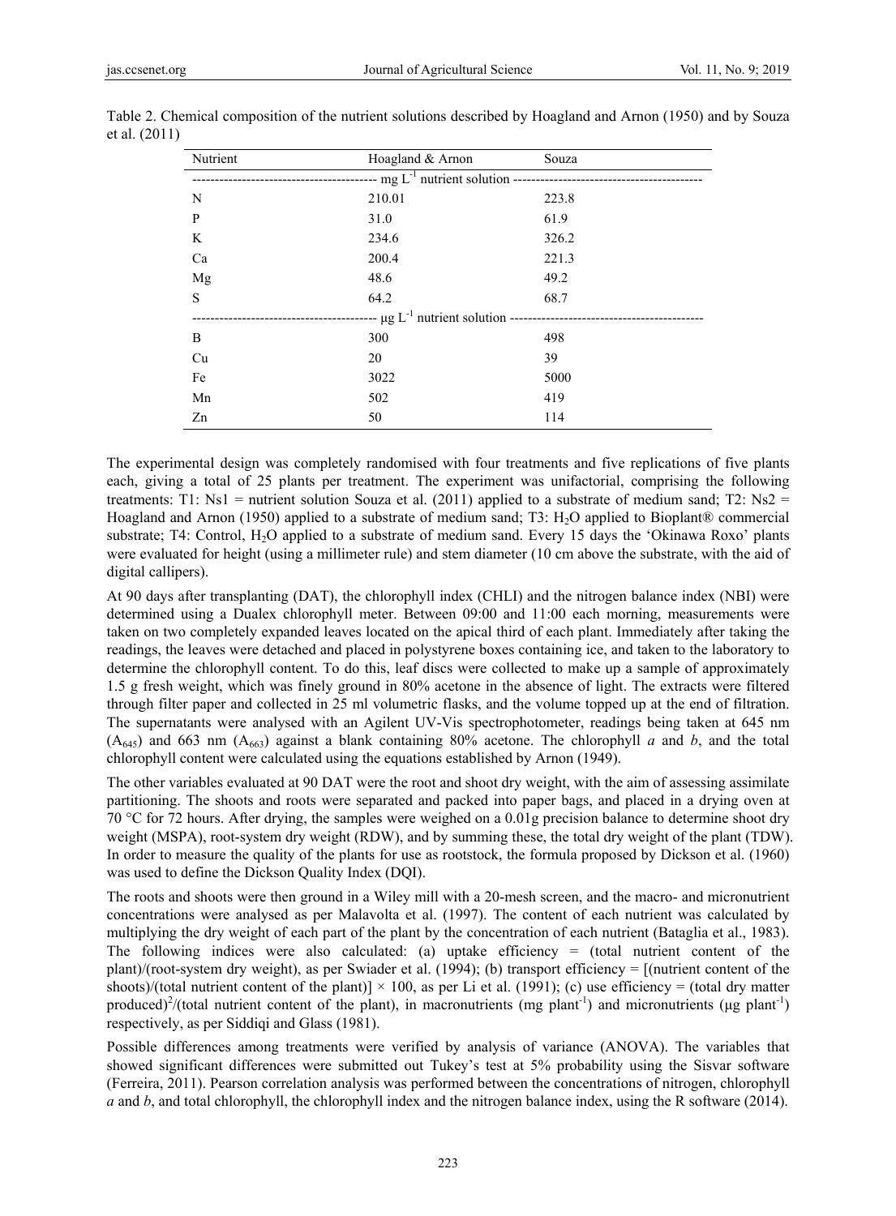Table 2. Chemical composition of the nutrient solutions described by Hoagland and Arnon (1950) and by Souza et al. (2011)

| Nutrient | Hoagland & Arnon | Souza |
|---|---|---|
| ------ $mg\ L^{-1}$ nutrient solution ------ | | |
| N | 210.01 | 223.8 |
| P | 31.0 | 61.9 |
| K | 234.6 | 326.2 |
| Ca | 200.4 | 221.3 |
| Mg | 48.6 | 49.2 |
| S | 64.2 | 68.7 |
| ------ $\mu g\ L^{-1}$ nutrient solution ------ | | |
| B | 300 | 498 |
| Cu | 20 | 39 |
| Fe | 3022 | 5000 |
| Mn | 502 | 419 |
| Zn | 50 | 114 |

The experimental design was completely randomised with four treatments and five replications of five plants each, giving a total of 25 plants per treatment. The experiment was unifactorial, comprising the following treatments: T1: Ns1 = nutrient solution Souza et al. (2011) applied to a substrate of medium sand; T2: Ns2 = Hoagland and Arnon (1950) applied to a substrate of medium sand; T3: $H_2O$ applied to Bioplant® commercial substrate; T4: Control, $H_2O$ applied to a substrate of medium sand. Every 15 days the 'Okinawa Roxo' plants were evaluated for height (using a millimeter rule) and stem diameter (10 cm above the substrate, with the aid of digital callipers).

At 90 days after transplanting (DAT), the chlorophyll index (CHLI) and the nitrogen balance index (NBI) were determined using a Dualex chlorophyll meter. Between 09:00 and 11:00 each morning, measurements were taken on two completely expanded leaves located on the apical third of each plant. Immediately after taking the readings, the leaves were detached and placed in polystyrene boxes containing ice, and taken to the laboratory to determine the chlorophyll content. To do this, leaf discs were collected to make up a sample of approximately 1.5 g fresh weight, which was finely ground in 80% acetone in the absence of light. The extracts were filtered through filter paper and collected in 25 ml volumetric flasks, and the volume topped up at the end of filtration. The supernatants were analysed with an Agilent UV-Vis spectrophotometer, readings being taken at 645 nm ($A_{645}$) and 663 nm ($A_{663}$) against a blank containing 80% acetone. The chlorophyll *a* and *b*, and the total chlorophyll content were calculated using the equations established by Arnon (1949).

The other variables evaluated at 90 DAT were the root and shoot dry weight, with the aim of assessing assimilate partitioning. The shoots and roots were separated and packed into paper bags, and placed in a drying oven at 70 °C for 72 hours. After drying, the samples were weighed on a 0.01g precision balance to determine shoot dry weight (MSPA), root-system dry weight (RDW), and by summing these, the total dry weight of the plant (TDW). In order to measure the quality of the plants for use as rootstock, the formula proposed by Dickson et al. (1960) was used to define the Dickson Quality Index (DQI).

The roots and shoots were then ground in a Wiley mill with a 20-mesh screen, and the macro- and micronutrient concentrations were analysed as per Malavolta et al. (1997). The content of each nutrient was calculated by multiplying the dry weight of each part of the plant by the concentration of each nutrient (Bataglia et al., 1983). The following indices were also calculated: (a) uptake efficiency = (total nutrient content of the plant)/(root-system dry weight), as per Swiader et al. (1994); (b) transport efficiency = [(nutrient content of the shoots)/(total nutrient content of the plant)] × 100, as per Li et al. (1991); (c) use efficiency = (total dry matter produced)$^2$/(total nutrient content of the plant), in macronutrients (mg $plant^{-1}$) and micronutrients (μg $plant^{-1}$) respectively, as per Siddiqi and Glass (1981).

Possible differences among treatments were verified by analysis of variance (ANOVA). The variables that showed significant differences were submitted out Tukey's test at 5% probability using the Sisvar software (Ferreira, 2011). Pearson correlation analysis was performed between the concentrations of nitrogen, chlorophyll *a* and *b*, and total chlorophyll, the chlorophyll index and the nitrogen balance index, using the R software (2014).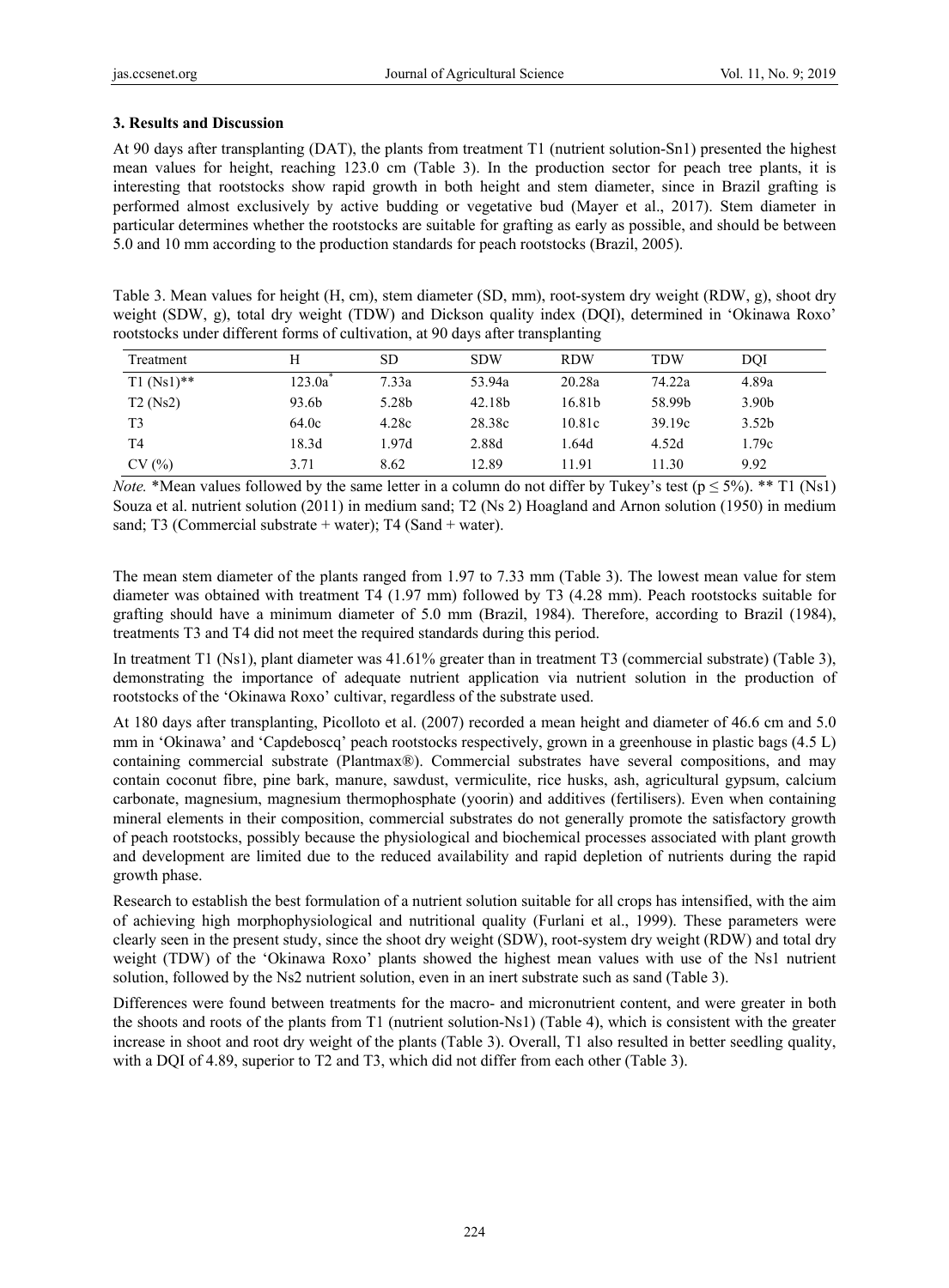### 3. Results and Discussion

At 90 days after transplanting (DAT), the plants from treatment T1 (nutrient solution-Sn1) presented the highest mean values for height, reaching 123.0 cm (Table 3). In the production sector for peach tree plants, it is interesting that rootstocks show rapid growth in both height and stem diameter, since in Brazil grafting is performed almost exclusively by active budding or vegetative bud (Mayer et al., 2017). Stem diameter in particular determines whether the rootstocks are suitable for grafting as early as possible, and should be between 5.0 and 10 mm according to the production standards for peach rootstocks (Brazil, 2005).

Table 3. Mean values for height (H, cm), stem diameter (SD, mm), root-system dry weight (RDW, g), shoot dry weight (SDW, g), total dry weight (TDW) and Dickson quality index (DQI), determined in 'Okinawa Roxo' rootstocks under different forms of cultivation, at 90 days after transplanting

| Treatment | H | SD | SDW | RDW | TDW | DQI |
|---|---|---|---|---|---|---|
| T1 (Ns1)** | 123.0a* | 7.33a | 53.94a | 20.28a | 74.22a | 4.89a |
| T2 (Ns2) | 93.6b | 5.28b | 42.18b | 16.81b | 58.99b | 3.90b |
| T3 | 64.0c | 4.28c | 28.38c | 10.81c | 39.19c | 3.52b |
| T4 | 18.3d | 1.97d | 2.88d | 1.64d | 4.52d | 1.79c |
| CV (%) | 3.71 | 8.62 | 12.89 | 11.91 | 11.30 | 9.92 |

*Note.* *Mean values followed by the same letter in a column do not differ by Tukey's test ($p \leq 5\%$). ** T1 (Ns1) Souza et al. nutrient solution (2011) in medium sand; T2 (Ns 2) Hoagland and Arnon solution (1950) in medium sand; T3 (Commercial substrate + water); T4 (Sand + water).

The mean stem diameter of the plants ranged from 1.97 to 7.33 mm (Table 3). The lowest mean value for stem diameter was obtained with treatment T4 (1.97 mm) followed by T3 (4.28 mm). Peach rootstocks suitable for grafting should have a minimum diameter of 5.0 mm (Brazil, 1984). Therefore, according to Brazil (1984), treatments T3 and T4 did not meet the required standards during this period.

In treatment T1 (Ns1), plant diameter was 41.61% greater than in treatment T3 (commercial substrate) (Table 3), demonstrating the importance of adequate nutrient application via nutrient solution in the production of rootstocks of the 'Okinawa Roxo' cultivar, regardless of the substrate used.

At 180 days after transplanting, Picolloto et al. (2007) recorded a mean height and diameter of 46.6 cm and 5.0 mm in 'Okinawa' and 'Capdeboscq' peach rootstocks respectively, grown in a greenhouse in plastic bags (4.5 L) containing commercial substrate (Plantmax®). Commercial substrates have several compositions, and may contain coconut fibre, pine bark, manure, sawdust, vermiculite, rice husks, ash, agricultural gypsum, calcium carbonate, magnesium, magnesium thermophosphate (yoorin) and additives (fertilisers). Even when containing mineral elements in their composition, commercial substrates do not generally promote the satisfactory growth of peach rootstocks, possibly because the physiological and biochemical processes associated with plant growth and development are limited due to the reduced availability and rapid depletion of nutrients during the rapid growth phase.

Research to establish the best formulation of a nutrient solution suitable for all crops has intensified, with the aim of achieving high morphophysiological and nutritional quality (Furlani et al., 1999). These parameters were clearly seen in the present study, since the shoot dry weight (SDW), root-system dry weight (RDW) and total dry weight (TDW) of the 'Okinawa Roxo' plants showed the highest mean values with use of the Ns1 nutrient solution, followed by the Ns2 nutrient solution, even in an inert substrate such as sand (Table 3).

Differences were found between treatments for the macro- and micronutrient content, and were greater in both the shoots and roots of the plants from T1 (nutrient solution-Ns1) (Table 4), which is consistent with the greater increase in shoot and root dry weight of the plants (Table 3). Overall, T1 also resulted in better seedling quality, with a DQI of 4.89, superior to T2 and T3, which did not differ from each other (Table 3).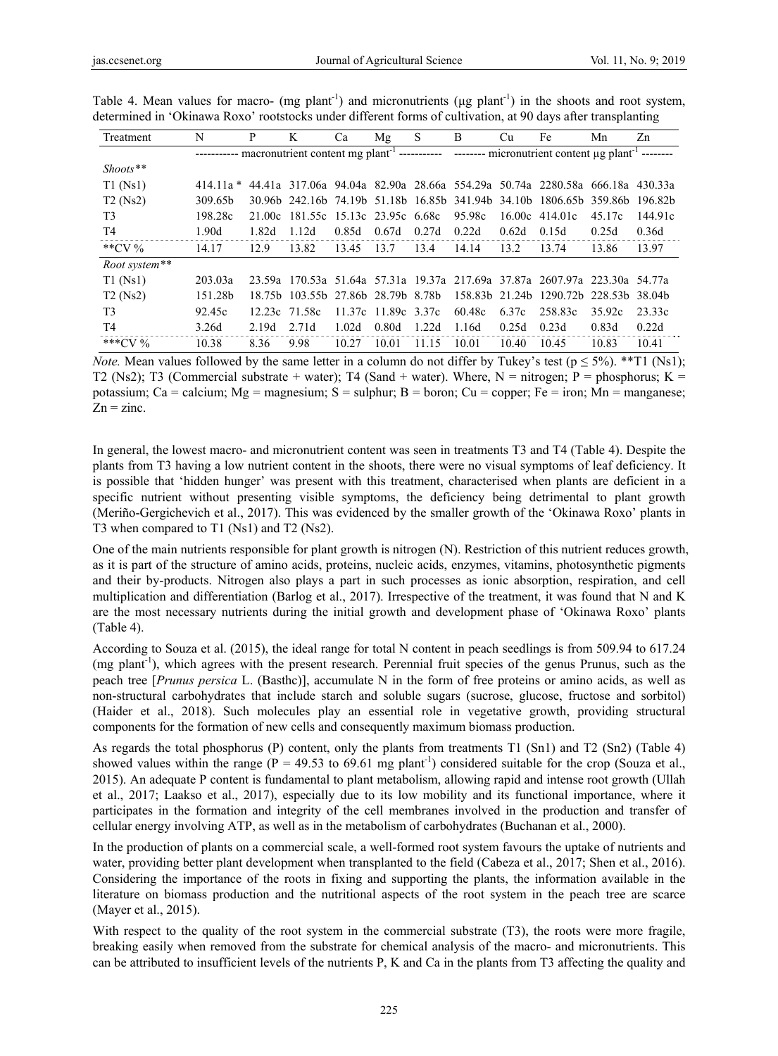Table 4. Mean values for macro- (mg plant$^{-1}$) and micronutrients (μg plant$^{-1}$) in the shoots and root system, determined in 'Okinawa Roxo' rootstocks under different forms of cultivation, at 90 days after transplanting

| Treatment | N | P | K | Ca | Mg | S | B | Cu | Fe | Mn | Zn |
|---|---|---|---|---|---|---|---|---|---|---|---|
| | ----------- macronutrient content mg plant$^{-1}$ ----------- | | | | | | -------- micronutrient content μg plant$^{-1}$ -------- | | | | |
| *Shoots*** | | | | | | | | | | | |
| T1 (Ns1) | 414.11a * | 44.41a | 317.06a | 94.04a | 82.90a | 28.66a | 554.29a | 50.74a | 2280.58a | 666.18a | 430.33a |
| T2 (Ns2) | 309.65b | 30.96b | 242.16b | 74.19b | 51.18b | 16.85b | 341.94b | 34.10b | 1806.65b | 359.86b | 196.82b |
| T3 | 198.28c | 21.00c | 181.55c | 15.13c | 23.95c | 6.68c | 95.98c | 16.00c | 414.01c | 45.17c | 144.91c |
| T4 | 1.90d | 1.82d | 1.12d | 0.85d | 0.67d | 0.27d | 0.22d | 0.62d | 0.15d | 0.25d | 0.36d |
| **CV % | 14.17 | 12.9 | 13.82 | 13.45 | 13.7 | 13.4 | 14.14 | 13.2 | 13.74 | 13.86 | 13.97 |
| *Root system*** | | | | | | | | | | | |
| T1 (Ns1) | 203.03a | 23.59a | 170.53a | 51.64a | 57.31a | 19.37a | 217.69a | 37.87a | 2607.97a | 223.30a | 54.77a |
| T2 (Ns2) | 151.28b | 18.75b | 103.55b | 27.86b | 28.79b | 8.78b | 158.83b | 21.24b | 1290.72b | 228.53b | 38.04b |
| T3 | 92.45c | 12.23c | 71.58c | 11.37c | 11.89c | 3.37c | 60.48c | 6.37c | 258.83c | 35.92c | 23.33c |
| T4 | 3.26d | 2.19d | 2.71d | 1.02d | 0.80d | 1.22d | 1.16d | 0.25d | 0.23d | 0.83d | 0.22d |
| ***CV % | 10.38 | 8.36 | 9.98 | 10.27 | 10.01 | 11.15 | 10.01 | 10.40 | 10.45 | 10.83 | 10.41 |

*Note.* Mean values followed by the same letter in a column do not differ by Tukey's test ($p \leq 5\%$). **T1 (Ns1); T2 (Ns2); T3 (Commercial substrate + water); T4 (Sand + water). Where, N = nitrogen; P = phosphorus; K = potassium; Ca = calcium; Mg = magnesium; S = sulphur; B = boron; Cu = copper; Fe = iron; Mn = manganese; Zn = zinc.

In general, the lowest macro- and micronutrient content was seen in treatments T3 and T4 (Table 4). Despite the plants from T3 having a low nutrient content in the shoots, there were no visual symptoms of leaf deficiency. It is possible that 'hidden hunger' was present with this treatment, characterised when plants are deficient in a specific nutrient without presenting visible symptoms, the deficiency being detrimental to plant growth (Meriño-Gergichevich et al., 2017). This was evidenced by the smaller growth of the 'Okinawa Roxo' plants in T3 when compared to T1 (Ns1) and T2 (Ns2).

One of the main nutrients responsible for plant growth is nitrogen (N). Restriction of this nutrient reduces growth, as it is part of the structure of amino acids, proteins, nucleic acids, enzymes, vitamins, photosynthetic pigments and their by-products. Nitrogen also plays a part in such processes as ionic absorption, respiration, and cell multiplication and differentiation (Barlog et al., 2017). Irrespective of the treatment, it was found that N and K are the most necessary nutrients during the initial growth and development phase of 'Okinawa Roxo' plants (Table 4).

According to Souza et al. (2015), the ideal range for total N content in peach seedlings is from 509.94 to 617.24 (mg plant$^{-1}$), which agrees with the present research. Perennial fruit species of the genus Prunus, such as the peach tree [*Prunus persica* L. (Basthc)], accumulate N in the form of free proteins or amino acids, as well as non-structural carbohydrates that include starch and soluble sugars (sucrose, glucose, fructose and sorbitol) (Haider et al., 2018). Such molecules play an essential role in vegetative growth, providing structural components for the formation of new cells and consequently maximum biomass production.

As regards the total phosphorus (P) content, only the plants from treatments T1 (Sn1) and T2 (Sn2) (Table 4) showed values within the range (P = 49.53 to 69.61 mg plant$^{-1}$) considered suitable for the crop (Souza et al., 2015). An adequate P content is fundamental to plant metabolism, allowing rapid and intense root growth (Ullah et al., 2017; Laakso et al., 2017), especially due to its low mobility and its functional importance, where it participates in the formation and integrity of the cell membranes involved in the production and transfer of cellular energy involving ATP, as well as in the metabolism of carbohydrates (Buchanan et al., 2000).

In the production of plants on a commercial scale, a well-formed root system favours the uptake of nutrients and water, providing better plant development when transplanted to the field (Cabeza et al., 2017; Shen et al., 2016). Considering the importance of the roots in fixing and supporting the plants, the information available in the literature on biomass production and the nutritional aspects of the root system in the peach tree are scarce (Mayer et al., 2015).

With respect to the quality of the root system in the commercial substrate (T3), the roots were more fragile, breaking easily when removed from the substrate for chemical analysis of the macro- and micronutrients. This can be attributed to insufficient levels of the nutrients P, K and Ca in the plants from T3 affecting the quality and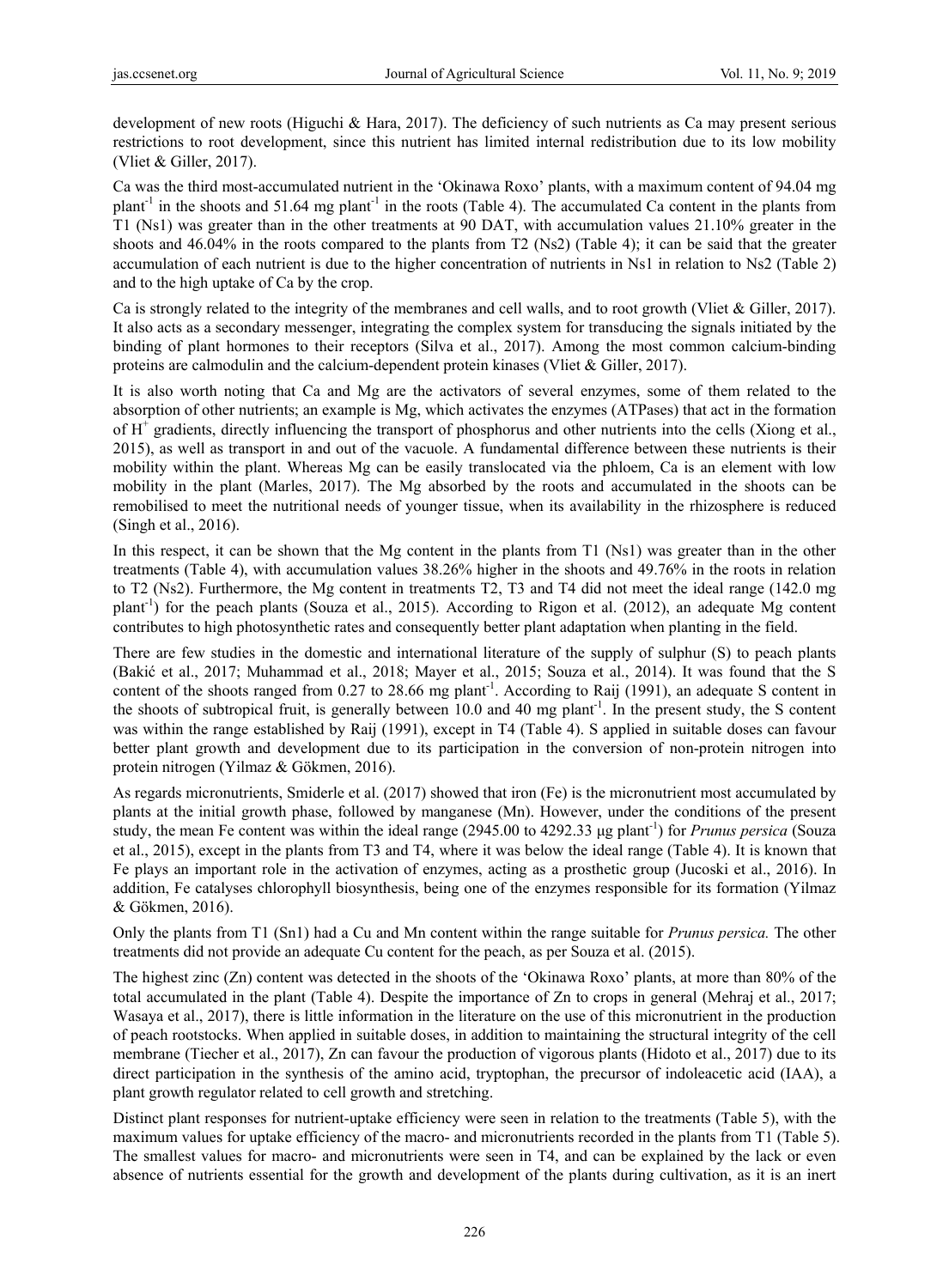development of new roots (Higuchi & Hara, 2017). The deficiency of such nutrients as Ca may present serious restrictions to root development, since this nutrient has limited internal redistribution due to its low mobility (Vliet & Giller, 2017).

Ca was the third most-accumulated nutrient in the 'Okinawa Roxo' plants, with a maximum content of 94.04 mg plant$^{-1}$ in the shoots and 51.64 mg plant$^{-1}$ in the roots (Table 4). The accumulated Ca content in the plants from T1 (Ns1) was greater than in the other treatments at 90 DAT, with accumulation values 21.10% greater in the shoots and 46.04% in the roots compared to the plants from T2 (Ns2) (Table 4); it can be said that the greater accumulation of each nutrient is due to the higher concentration of nutrients in Ns1 in relation to Ns2 (Table 2) and to the high uptake of Ca by the crop.

Ca is strongly related to the integrity of the membranes and cell walls, and to root growth (Vliet & Giller, 2017). It also acts as a secondary messenger, integrating the complex system for transducing the signals initiated by the binding of plant hormones to their receptors (Silva et al., 2017). Among the most common calcium-binding proteins are calmodulin and the calcium-dependent protein kinases (Vliet & Giller, 2017).

It is also worth noting that Ca and Mg are the activators of several enzymes, some of them related to the absorption of other nutrients; an example is Mg, which activates the enzymes (ATPases) that act in the formation of $H^+$ gradients, directly influencing the transport of phosphorus and other nutrients into the cells (Xiong et al., 2015), as well as transport in and out of the vacuole. A fundamental difference between these nutrients is their mobility within the plant. Whereas Mg can be easily translocated via the phloem, Ca is an element with low mobility in the plant (Marles, 2017). The Mg absorbed by the roots and accumulated in the shoots can be remobilised to meet the nutritional needs of younger tissue, when its availability in the rhizosphere is reduced (Singh et al., 2016).

In this respect, it can be shown that the Mg content in the plants from T1 (Ns1) was greater than in the other treatments (Table 4), with accumulation values 38.26% higher in the shoots and 49.76% in the roots in relation to T2 (Ns2). Furthermore, the Mg content in treatments T2, T3 and T4 did not meet the ideal range (142.0 mg plant$^{-1}$) for the peach plants (Souza et al., 2015). According to Rigon et al. (2012), an adequate Mg content contributes to high photosynthetic rates and consequently better plant adaptation when planting in the field.

There are few studies in the domestic and international literature of the supply of sulphur (S) to peach plants (Bakić et al., 2017; Muhammad et al., 2018; Mayer et al., 2015; Souza et al., 2014). It was found that the S content of the shoots ranged from 0.27 to 28.66 mg plant$^{-1}$. According to Raij (1991), an adequate S content in the shoots of subtropical fruit, is generally between 10.0 and 40 mg plant$^{-1}$. In the present study, the S content was within the range established by Raij (1991), except in T4 (Table 4). S applied in suitable doses can favour better plant growth and development due to its participation in the conversion of non-protein nitrogen into protein nitrogen (Yilmaz & Gökmen, 2016).

As regards micronutrients, Smiderle et al. (2017) showed that iron (Fe) is the micronutrient most accumulated by plants at the initial growth phase, followed by manganese (Mn). However, under the conditions of the present study, the mean Fe content was within the ideal range (2945.00 to 4292.33 µg plant$^{-1}$) for *Prunus persica* (Souza et al., 2015), except in the plants from T3 and T4, where it was below the ideal range (Table 4). It is known that Fe plays an important role in the activation of enzymes, acting as a prosthetic group (Jucoski et al., 2016). In addition, Fe catalyses chlorophyll biosynthesis, being one of the enzymes responsible for its formation (Yilmaz & Gökmen, 2016).

Only the plants from T1 (Sn1) had a Cu and Mn content within the range suitable for *Prunus persica.* The other treatments did not provide an adequate Cu content for the peach, as per Souza et al. (2015).

The highest zinc (Zn) content was detected in the shoots of the 'Okinawa Roxo' plants, at more than 80% of the total accumulated in the plant (Table 4). Despite the importance of Zn to crops in general (Mehraj et al., 2017; Wasaya et al., 2017), there is little information in the literature on the use of this micronutrient in the production of peach rootstocks. When applied in suitable doses, in addition to maintaining the structural integrity of the cell membrane (Tiecher et al., 2017), Zn can favour the production of vigorous plants (Hidoto et al., 2017) due to its direct participation in the synthesis of the amino acid, tryptophan, the precursor of indoleacetic acid (IAA), a plant growth regulator related to cell growth and stretching.

Distinct plant responses for nutrient-uptake efficiency were seen in relation to the treatments (Table 5), with the maximum values for uptake efficiency of the macro- and micronutrients recorded in the plants from T1 (Table 5). The smallest values for macro- and micronutrients were seen in T4, and can be explained by the lack or even absence of nutrients essential for the growth and development of the plants during cultivation, as it is an inert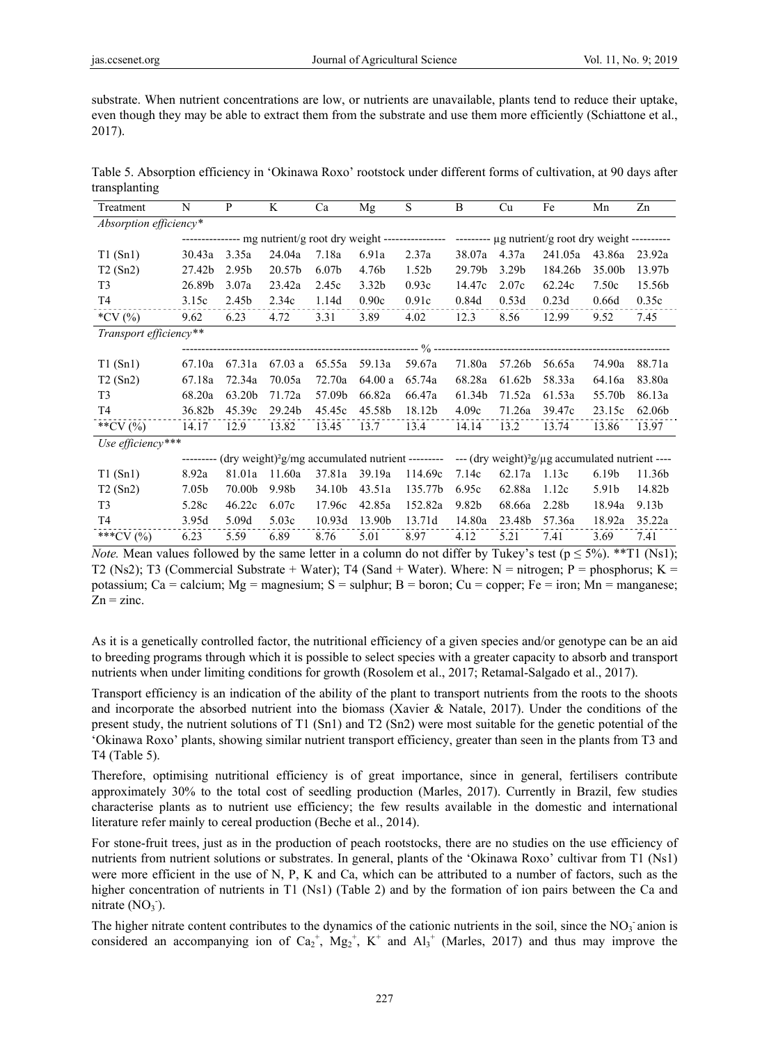substrate. When nutrient concentrations are low, or nutrients are unavailable, plants tend to reduce their uptake, even though they may be able to extract them from the substrate and use them more efficiently (Schiattone et al., 2017).

Table 5. Absorption efficiency in 'Okinawa Roxo' rootstock under different forms of cultivation, at 90 days after transplanting

| Treatment | N | P | K | Ca | Mg | S | B | Cu | Fe | Mn | Zn |
|---|---|---|---|---|---|---|---|---|---|---|---|
| *Absorption efficiency** | | | | | | | | | | | |
| | mg nutrient/g root dry weight | | | | | | µg nutrient/g root dry weight | | | | |
| T1 (Sn1) | 30.43a | 3.35a | 24.04a | 7.18a | 6.91a | 2.37a | 38.07a | 4.37a | 241.05a | 43.86a | 23.92a |
| T2 (Sn2) | 27.42b | 2.95b | 20.57b | 6.07b | 4.76b | 1.52b | 29.79b | 3.29b | 184.26b | 35.00b | 13.97b |
| T3 | 26.89b | 3.07a | 23.42a | 2.45c | 3.32b | 0.93c | 14.47c | 2.07c | 62.24c | 7.50c | 15.56b |
| T4 | 3.15c | 2.45b | 2.34c | 1.14d | 0.90c | 0.91c | 0.84d | 0.53d | 0.23d | 0.66d | 0.35c |
| *CV (%) | 9.62 | 6.23 | 4.72 | 3.31 | 3.89 | 4.02 | 12.3 | 8.56 | 12.99 | 9.52 | 7.45 |
| *Transport efficiency*** | | | | | | | | | | | |
| | % | | | | | | | | | | |
| T1 (Sn1) | 67.10a | 67.31a | 67.03 a | 65.55a | 59.13a | 59.67a | 71.80a | 57.26b | 56.65a | 74.90a | 88.71a |
| T2 (Sn2) | 67.18a | 72.34a | 70.05a | 72.70a | 64.00 a | 65.74a | 68.28a | 61.62b | 58.33a | 64.16a | 83.80a |
| T3 | 68.20a | 63.20b | 71.72a | 57.09b | 66.82a | 66.47a | 61.34b | 71.52a | 61.53a | 55.70b | 86.13a |
| T4 | 36.82b | 45.39c | 29.24b | 45.45c | 45.58b | 18.12b | 4.09c | 71.26a | 39.47c | 23.15c | 62.06b |
| **CV (%) | 14.17 | 12.9 | 13.82 | 13.45 | 13.7 | 13.4 | 14.14 | 13.2 | 13.74 | 13.86 | 13.97 |
| *Use efficiency**** | | | | | | | | | | | |
| | (dry weight)²g/mg accumulated nutrient | | | | | | (dry weight)²g/µg accumulated nutrient | | | | |
| T1 (Sn1) | 8.92a | 81.01a | 11.60a | 37.81a | 39.19a | 114.69c | 7.14c | 62.17a | 1.13c | 6.19b | 11.36b |
| T2 (Sn2) | 7.05b | 70.00b | 9.98b | 34.10b | 43.51a | 135.77b | 6.95c | 62.88a | 1.12c | 5.91b | 14.82b |
| T3 | 5.28c | 46.22c | 6.07c | 17.96c | 42.85a | 152.82a | 9.82b | 68.66a | 2.28b | 18.94a | 9.13b |
| T4 | 3.95d | 5.09d | 5.03c | 10.93d | 13.90b | 13.71d | 14.80a | 23.48b | 57.36a | 18.92a | 35.22a |
| ***CV (%) | 6.23 | 5.59 | 6.89 | 8.76 | 5.01 | 8.97 | 4.12 | 5.21 | 7.41 | 3.69 | 7.41 |

*Note.* Mean values followed by the same letter in a column do not differ by Tukey's test ($p \leq 5\%$). **T1 (Ns1); T2 (Ns2); T3 (Commercial Substrate + Water); T4 (Sand + Water). Where: N = nitrogen; P = phosphorus; K = potassium; Ca = calcium; Mg = magnesium; S = sulphur; B = boron; Cu = copper; Fe = iron; Mn = manganese; Zn = zinc.

As it is a genetically controlled factor, the nutritional efficiency of a given species and/or genotype can be an aid to breeding programs through which it is possible to select species with a greater capacity to absorb and transport nutrients when under limiting conditions for growth (Rosolem et al., 2017; Retamal-Salgado et al., 2017).

Transport efficiency is an indication of the ability of the plant to transport nutrients from the roots to the shoots and incorporate the absorbed nutrient into the biomass (Xavier & Natale, 2017). Under the conditions of the present study, the nutrient solutions of T1 (Sn1) and T2 (Sn2) were most suitable for the genetic potential of the 'Okinawa Roxo' plants, showing similar nutrient transport efficiency, greater than seen in the plants from T3 and T4 (Table 5).

Therefore, optimising nutritional efficiency is of great importance, since in general, fertilisers contribute approximately 30% to the total cost of seedling production (Marles, 2017). Currently in Brazil, few studies characterise plants as to nutrient use efficiency; the few results available in the domestic and international literature refer mainly to cereal production (Beche et al., 2014).

For stone-fruit trees, just as in the production of peach rootstocks, there are no studies on the use efficiency of nutrients from nutrient solutions or substrates. In general, plants of the 'Okinawa Roxo' cultivar from T1 (Ns1) were more efficient in the use of N, P, K and Ca, which can be attributed to a number of factors, such as the higher concentration of nutrients in T1 (Ns1) (Table 2) and by the formation of ion pairs between the Ca and nitrate ($NO_3^-$).

The higher nitrate content contributes to the dynamics of the cationic nutrients in the soil, since the $NO_3^-$ anion is considered an accompanying ion of $Ca_2^+$, $Mg_2^+$, $K^+$ and $Al_3^+$ (Marles, 2017) and thus may improve the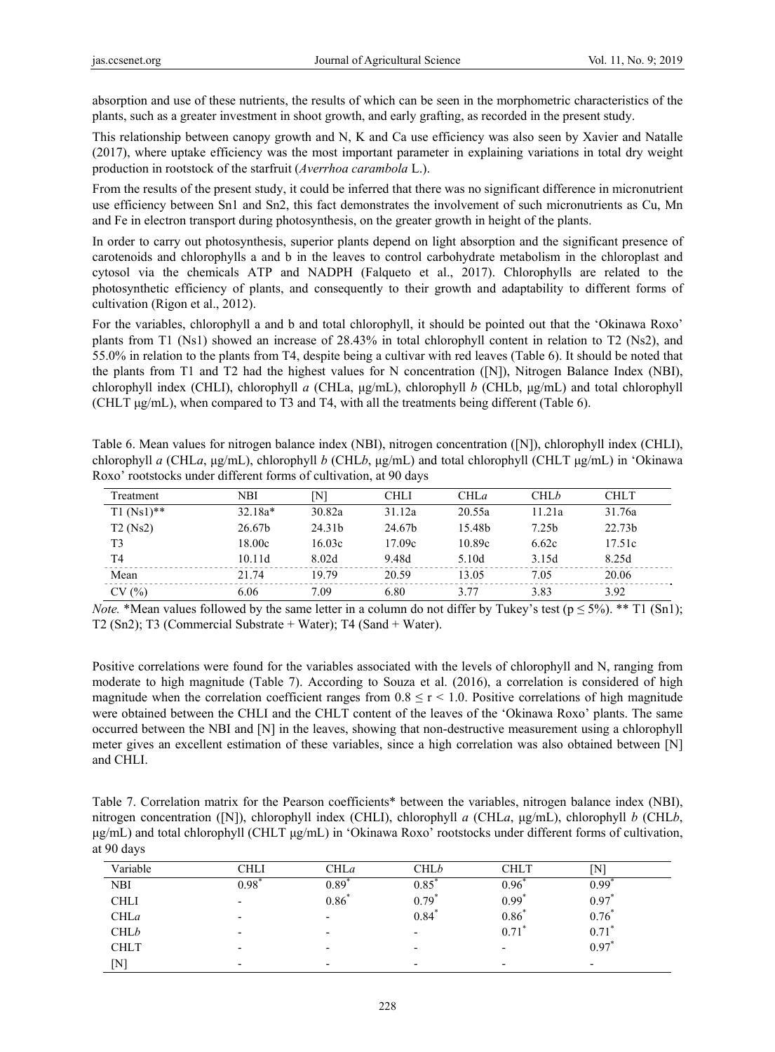absorption and use of these nutrients, the results of which can be seen in the morphometric characteristics of the plants, such as a greater investment in shoot growth, and early grafting, as recorded in the present study.

This relationship between canopy growth and N, K and Ca use efficiency was also seen by Xavier and Natalle (2017), where uptake efficiency was the most important parameter in explaining variations in total dry weight production in rootstock of the starfruit (*Averrhoa carambola* L.).

From the results of the present study, it could be inferred that there was no significant difference in micronutrient use efficiency between Sn1 and Sn2, this fact demonstrates the involvement of such micronutrients as Cu, Mn and Fe in electron transport during photosynthesis, on the greater growth in height of the plants.

In order to carry out photosynthesis, superior plants depend on light absorption and the significant presence of carotenoids and chlorophylls a and b in the leaves to control carbohydrate metabolism in the chloroplast and cytosol via the chemicals ATP and NADPH (Falqueto et al., 2017). Chlorophylls are related to the photosynthetic efficiency of plants, and consequently to their growth and adaptability to different forms of cultivation (Rigon et al., 2012).

For the variables, chlorophyll a and b and total chlorophyll, it should be pointed out that the 'Okinawa Roxo' plants from T1 (Ns1) showed an increase of 28.43% in total chlorophyll content in relation to T2 (Ns2), and 55.0% in relation to the plants from T4, despite being a cultivar with red leaves (Table 6). It should be noted that the plants from T1 and T2 had the highest values for N concentration ([N]), Nitrogen Balance Index (NBI), chlorophyll index (CHLI), chlorophyll *a* (CHLa, μg/mL), chlorophyll *b* (CHLb, μg/mL) and total chlorophyll (CHLT μg/mL), when compared to T3 and T4, with all the treatments being different (Table 6).

Table 6. Mean values for nitrogen balance index (NBI), nitrogen concentration ([N]), chlorophyll index (CHLI), chlorophyll *a* (CHL*a*, μg/mL), chlorophyll *b* (CHL*b*, μg/mL) and total chlorophyll (CHLT μg/mL) in 'Okinawa Roxo' rootstocks under different forms of cultivation, at 90 days

| Treatment | NBI | [N] | CHLI | CHL*a* | CHL*b* | CHLT |
|---|---|---|---|---|---|---|
| T1 (Ns1)** | 32.18a* | 30.82a | 31.12a | 20.55a | 11.21a | 31.76a |
| T2 (Ns2) | 26.67b | 24.31b | 24.67b | 15.48b | 7.25b | 22.73b |
| T3 | 18.00c | 16.03c | 17.09c | 10.89c | 6.62c | 17.51c |
| T4 | 10.11d | 8.02d | 9.48d | 5.10d | 3.15d | 8.25d |
| Mean | 21.74 | 19.79 | 20.59 | 13.05 | 7.05 | 20.06 |
| CV (%) | 6.06 | 7.09 | 6.80 | 3.77 | 3.83 | 3.92 |

*Note.* *Mean values followed by the same letter in a column do not differ by Tukey's test ($p \leq 5\%$). ** T1 (Sn1); T2 (Sn2); T3 (Commercial Substrate + Water); T4 (Sand + Water).

Positive correlations were found for the variables associated with the levels of chlorophyll and N, ranging from moderate to high magnitude (Table 7). According to Souza et al. (2016), a correlation is considered of high magnitude when the correlation coefficient ranges from $0.8 \leq r < 1.0$. Positive correlations of high magnitude were obtained between the CHLI and the CHLT content of the leaves of the 'Okinawa Roxo' plants. The same occurred between the NBI and [N] in the leaves, showing that non-destructive measurement using a chlorophyll meter gives an excellent estimation of these variables, since a high correlation was also obtained between [N] and CHLI.

Table 7. Correlation matrix for the Pearson coefficients* between the variables, nitrogen balance index (NBI), nitrogen concentration ([N]), chlorophyll index (CHLI), chlorophyll *a* (CHL*a*, μg/mL), chlorophyll *b* (CHL*b*, μg/mL) and total chlorophyll (CHLT μg/mL) in 'Okinawa Roxo' rootstocks under different forms of cultivation, at 90 days

| Variable | CHLI | CHL*a* | CHL*b* | CHLT | [N] |
|---|---|---|---|---|---|
| NBI | 0.98* | 0.89* | 0.85* | 0.96* | 0.99* |
| CHLI | - | 0.86* | 0.79* | 0.99* | 0.97* |
| CHL*a* | - | - | 0.84* | 0.86* | 0.76* |
| CHL*b* | - | - | - | 0.71* | 0.71* |
| CHLT | - | - | - | - | 0.97* |
| [N] | - | - | - | - | - |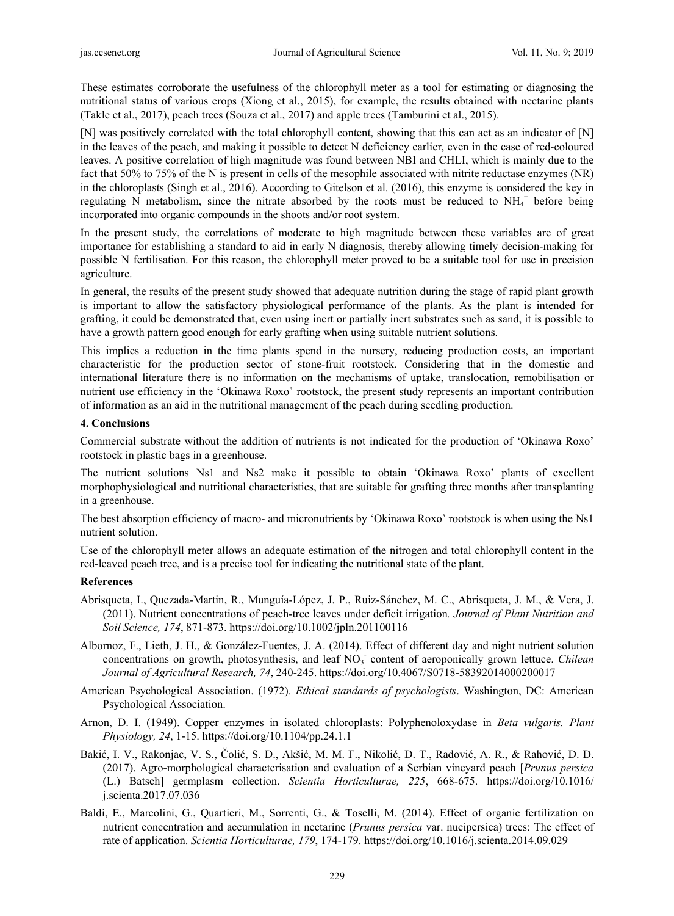These estimates corroborate the usefulness of the chlorophyll meter as a tool for estimating or diagnosing the nutritional status of various crops (Xiong et al., 2015), for example, the results obtained with nectarine plants (Takle et al., 2017), peach trees (Souza et al., 2017) and apple trees (Tamburini et al., 2015).

[N] was positively correlated with the total chlorophyll content, showing that this can act as an indicator of [N] in the leaves of the peach, and making it possible to detect N deficiency earlier, even in the case of red-coloured leaves. A positive correlation of high magnitude was found between NBI and CHLI, which is mainly due to the fact that 50% to 75% of the N is present in cells of the mesophile associated with nitrite reductase enzymes (NR) in the chloroplasts (Singh et al., 2016). According to Gitelson et al. (2016), this enzyme is considered the key in regulating N metabolism, since the nitrate absorbed by the roots must be reduced to $NH_4^+$ before being incorporated into organic compounds in the shoots and/or root system.

In the present study, the correlations of moderate to high magnitude between these variables are of great importance for establishing a standard to aid in early N diagnosis, thereby allowing timely decision-making for possible N fertilisation. For this reason, the chlorophyll meter proved to be a suitable tool for use in precision agriculture.

In general, the results of the present study showed that adequate nutrition during the stage of rapid plant growth is important to allow the satisfactory physiological performance of the plants. As the plant is intended for grafting, it could be demonstrated that, even using inert or partially inert substrates such as sand, it is possible to have a growth pattern good enough for early grafting when using suitable nutrient solutions.

This implies a reduction in the time plants spend in the nursery, reducing production costs, an important characteristic for the production sector of stone-fruit rootstock. Considering that in the domestic and international literature there is no information on the mechanisms of uptake, translocation, remobilisation or nutrient use efficiency in the 'Okinawa Roxo' rootstock, the present study represents an important contribution of information as an aid in the nutritional management of the peach during seedling production.

## 4. Conclusions

Commercial substrate without the addition of nutrients is not indicated for the production of 'Okinawa Roxo' rootstock in plastic bags in a greenhouse.

The nutrient solutions Ns1 and Ns2 make it possible to obtain 'Okinawa Roxo' plants of excellent morphophysiological and nutritional characteristics, that are suitable for grafting three months after transplanting in a greenhouse.

The best absorption efficiency of macro- and micronutrients by 'Okinawa Roxo' rootstock is when using the Ns1 nutrient solution.

Use of the chlorophyll meter allows an adequate estimation of the nitrogen and total chlorophyll content in the red-leaved peach tree, and is a precise tool for indicating the nutritional state of the plant.

## References

Abrisqueta, I., Quezada-Martin, R., Munguía-López, J. P., Ruiz-Sánchez, M. C., Abrisqueta, J. M., & Vera, J. (2011). Nutrient concentrations of peach-tree leaves under deficit irrigation*. Journal of Plant Nutrition and Soil Science, 174*, 871-873. https://doi.org/10.1002/jpln.201100116

Albornoz, F., Lieth, J. H., & González-Fuentes, J. A. (2014). Effect of different day and night nutrient solution concentrations on growth, photosynthesis, and leaf $NO_3^-$ content of aeroponically grown lettuce. *Chilean Journal of Agricultural Research, 74*, 240-245. https://doi.org/10.4067/S0718-58392014000200017

American Psychological Association. (1972). *Ethical standards of psychologists*. Washington, DC: American Psychological Association.

Arnon, D. I. (1949). Copper enzymes in isolated chloroplasts: Polyphenoloxydase in *Beta vulgaris. Plant Physiology, 24*, 1-15. https://doi.org/10.1104/pp.24.1.1

Bakić, I. V., Rakonjac, V. S., Čolić, S. D., Akšić, M. M. F., Nikolić, D. T., Radović, A. R., & Rahović, D. D. (2017). Agro-morphological characterisation and evaluation of a Serbian vineyard peach [*Prunus persica* (L.) Batsch] germplasm collection. *Scientia Horticulturae, 225*, 668-675. https://doi.org/10.1016/j.scienta.2017.07.036

Baldi, E., Marcolini, G., Quartieri, M., Sorrenti, G., & Toselli, M. (2014). Effect of organic fertilization on nutrient concentration and accumulation in nectarine (*Prunus persica* var. nucipersica) trees: The effect of rate of application. *Scientia Horticulturae, 179*, 174-179. https://doi.org/10.1016/j.scienta.2014.09.029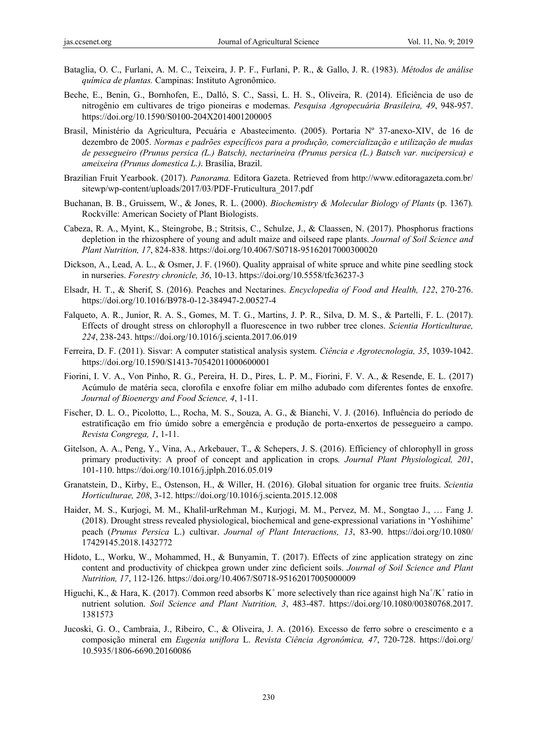Bataglia, O. C., Furlani, A. M. C., Teixeira, J. P. F., Furlani, P. R., & Gallo, J. R. (1983). *Métodos de análise química de plantas.* Campinas: Instituto Agronômico.

Beche, E., Benin, G., Bornhofen, E., Dalló, S. C., Sassi, L. H. S., Oliveira, R. (2014). Eficiência de uso de nitrogênio em cultivares de trigo pioneiras e modernas. *Pesquisa Agropecuária Brasileira, 49*, 948-957. https://doi.org/10.1590/S0100-204X2014001200005

Brasil, Ministério da Agricultura, Pecuária e Abastecimento. (2005). Portaria Nº 37-anexo-XIV, de 16 de dezembro de 2005. *Normas e padrões específicos para a produção, comercialização e utilização de mudas de pessegueiro (Prunus persica (L.) Batsch), nectarineira (Prunus persica (L.) Batsch var. nucipersica) e ameixeira (Prunus domestica L.)*. Brasília, Brazil.

Brazilian Fruit Yearbook. (2017). *Panorama.* Editora Gazeta. Retrieved from http://www.editoragazeta.com.br/sitewp/wp-content/uploads/2017/03/PDF-Fruticultura_2017.pdf

Buchanan, B. B., Gruissem, W., & Jones, R. L. (2000). *Biochemistry & Molecular Biology of Plants* (p. 1367). Rockville: American Society of Plant Biologists.

Cabeza, R. A., Myint, K., Steingrobe, B.; Stritsis, C., Schulze, J., & Claassen, N. (2017). Phosphorus fractions depletion in the rhizosphere of young and adult maize and oilseed rape plants. *Journal of Soil Science and Plant Nutrition, 17*, 824-838. https://doi.org/10.4067/S0718-95162017000300020

Dickson, A., Lead, A. L., & Osmer, J. F. (1960). Quality appraisal of white spruce and white pine seedling stock in nurseries. *Forestry chronicle, 36*, 10-13. https://doi.org/10.5558/tfc36237-3

Elsadr, H. T., & Sherif, S. (2016). Peaches and Nectarines. *Encyclopedia of Food and Health, 122*, 270-276. https://doi.org/10.1016/B978-0-12-384947-2.00527-4

Falqueto, A. R., Junior, R. A. S., Gomes, M. T. G., Martins, J. P. R., Silva, D. M. S., & Partelli, F. L. (2017). Effects of drought stress on chlorophyll a fluorescence in two rubber tree clones. *Scientia Horticulturae, 224*, 238-243. https://doi.org/10.1016/j.scienta.2017.06.019

Ferreira, D. F. (2011). Sisvar: A computer statistical analysis system. *Ciência e Agrotecnologia, 35*, 1039-1042. https://doi.org/10.1590/S1413-70542011000600001

Fiorini, I. V. A., Von Pinho, R. G., Pereira, H. D., Pires, L. P. M., Fiorini, F. V. A., & Resende, E. L. (2017) Acúmulo de matéria seca, clorofila e enxofre foliar em milho adubado com diferentes fontes de enxofre. *Journal of Bioenergy and Food Science, 4*, 1-11.

Fischer, D. L. O., Picolotto, L., Rocha, M. S., Souza, A. G., & Bianchi, V. J. (2016). Influência do período de estratificação em frio úmido sobre a emergência e produção de porta-enxertos de pessegueiro a campo. *Revista Congrega, 1*, 1-11.

Gitelson, A. A., Peng, Y., Vina, A., Arkebauer, T., & Schepers, J. S. (2016). Efficiency of chlorophyll in gross primary productivity: A proof of concept and application in crops*. Journal Plant Physiological, 201*, 101-110. https://doi.org/10.1016/j.jplph.2016.05.019

Granatstein, D., Kirby, E., Ostenson, H., & Willer, H. (2016). Global situation for organic tree fruits. *Scientia Horticulturae, 208*, 3-12. https://doi.org/10.1016/j.scienta.2015.12.008

Haider, M. S., Kurjogi, M. M., Khalil-urRehman M., Kurjogi, M. M., Pervez, M. M., Songtao J., … Fang J. (2018). Drought stress revealed physiological, biochemical and gene-expressional variations in 'Yoshihime' peach (*Prunus Persica* L.) cultivar. *Journal of Plant Interactions, 13*, 83-90. https://doi.org/10.1080/17429145.2018.1432772

Hidoto, L., Worku, W., Mohammed, H., & Bunyamin, T. (2017). Effects of zinc application strategy on zinc content and productivity of chickpea grown under zinc deficient soils. *Journal of Soil Science and Plant Nutrition, 17*, 112-126. https://doi.org/10.4067/S0718-95162017005000009

Higuchi, K., & Hara, K. (2017). Common reed absorbs $K^+$ more selectively than rice against high $Na^+/K^+$ ratio in nutrient solution. *Soil Science and Plant Nutrition, 3*, 483-487. https://doi.org/10.1080/00380768.2017.1381573

Jucoski, G. O., Cambraia, J., Ribeiro, C., & Oliveira, J. A. (2016). Excesso de ferro sobre o crescimento e a composição mineral em *Eugenia uniflora* L. *Revista Ciência Agronômica, 47*, 720-728. https://doi.org/10.5935/1806-6690.20160086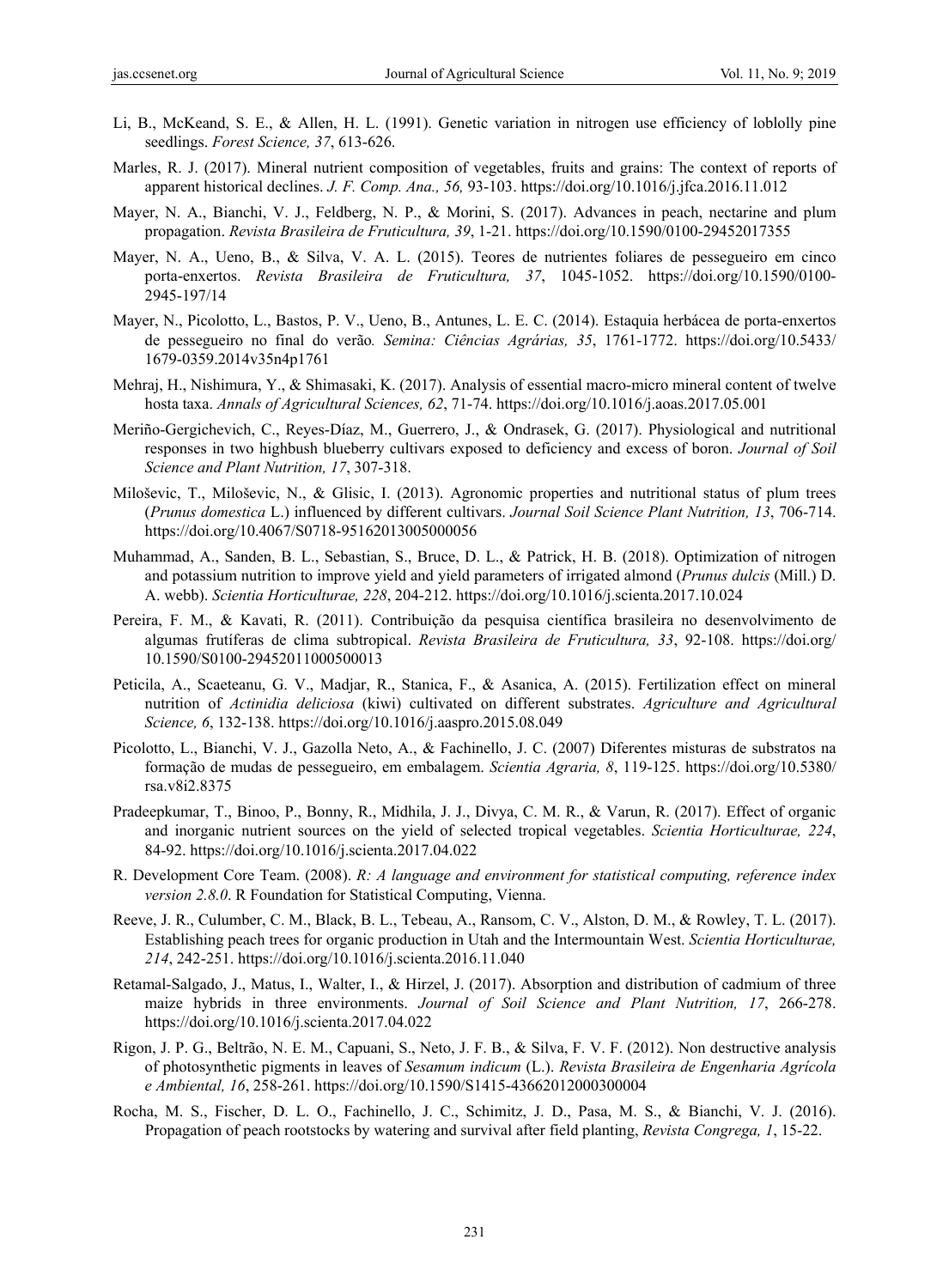Li, B., McKeand, S. E., & Allen, H. L. (1991). Genetic variation in nitrogen use efficiency of loblolly pine seedlings. *Forest Science, 37*, 613-626.

Marles, R. J. (2017). Mineral nutrient composition of vegetables, fruits and grains: The context of reports of apparent historical declines. *J. F. Comp. Ana., 56,* 93-103. https://doi.org/10.1016/j.jfca.2016.11.012

Mayer, N. A., Bianchi, V. J., Feldberg, N. P., & Morini, S. (2017). Advances in peach, nectarine and plum propagation. *Revista Brasileira de Fruticultura, 39*, 1-21. https://doi.org/10.1590/0100-29452017355

Mayer, N. A., Ueno, B., & Silva, V. A. L. (2015). Teores de nutrientes foliares de pessegueiro em cinco porta-enxertos. *Revista Brasileira de Fruticultura, 37*, 1045-1052. https://doi.org/10.1590/0100-2945-197/14

Mayer, N., Picolotto, L., Bastos, P. V., Ueno, B., Antunes, L. E. C. (2014). Estaquia herbácea de porta-enxertos de pessegueiro no final do verão*. Semina: Ciências Agrárias, 35*, 1761-1772. https://doi.org/10.5433/1679-0359.2014v35n4p1761

Mehraj, H., Nishimura, Y., & Shimasaki, K. (2017). Analysis of essential macro-micro mineral content of twelve hosta taxa. *Annals of Agricultural Sciences, 62*, 71-74. https://doi.org/10.1016/j.aoas.2017.05.001

Meriño-Gergichevich, C., Reyes-Díaz, M., Guerrero, J., & Ondrasek, G. (2017). Physiological and nutritional responses in two highbush blueberry cultivars exposed to deficiency and excess of boron. *Journal of Soil Science and Plant Nutrition, 17*, 307-318.

Miloševic, T., Miloševic, N., & Glisic, I. (2013). Agronomic properties and nutritional status of plum trees (*Prunus domestica* L.) influenced by different cultivars. *Journal Soil Science Plant Nutrition, 13*, 706-714. https://doi.org/10.4067/S0718-95162013005000056

Muhammad, A., Sanden, B. L., Sebastian, S., Bruce, D. L., & Patrick, H. B. (2018). Optimization of nitrogen and potassium nutrition to improve yield and yield parameters of irrigated almond (*Prunus dulcis* (Mill.) D. A. webb). *Scientia Horticulturae, 228*, 204-212. https://doi.org/10.1016/j.scienta.2017.10.024

Pereira, F. M., & Kavati, R. (2011). Contribuição da pesquisa científica brasileira no desenvolvimento de algumas frutíferas de clima subtropical. *Revista Brasileira de Fruticultura, 33*, 92-108. https://doi.org/10.1590/S0100-29452011000500013

Peticila, A., Scaeteanu, G. V., Madjar, R., Stanica, F., & Asanica, A. (2015). Fertilization effect on mineral nutrition of *Actinidia deliciosa* (kiwi) cultivated on different substrates. *Agriculture and Agricultural Science, 6*, 132-138. https://doi.org/10.1016/j.aaspro.2015.08.049

Picolotto, L., Bianchi, V. J., Gazolla Neto, A., & Fachinello, J. C. (2007) Diferentes misturas de substratos na formação de mudas de pessegueiro, em embalagem. *Scientia Agraria, 8*, 119-125. https://doi.org/10.5380/rsa.v8i2.8375

Pradeepkumar, T., Binoo, P., Bonny, R., Midhila, J. J., Divya, C. M. R., & Varun, R. (2017). Effect of organic and inorganic nutrient sources on the yield of selected tropical vegetables. *Scientia Horticulturae, 224*, 84-92. https://doi.org/10.1016/j.scienta.2017.04.022

R. Development Core Team. (2008). *R: A language and environment for statistical computing, reference index version 2.8.0*. R Foundation for Statistical Computing, Vienna.

Reeve, J. R., Culumber, C. M., Black, B. L., Tebeau, A., Ransom, C. V., Alston, D. M., & Rowley, T. L. (2017). Establishing peach trees for organic production in Utah and the Intermountain West. *Scientia Horticulturae, 214*, 242-251. https://doi.org/10.1016/j.scienta.2016.11.040

Retamal-Salgado, J., Matus, I., Walter, I., & Hirzel, J. (2017). Absorption and distribution of cadmium of three maize hybrids in three environments. *Journal of Soil Science and Plant Nutrition, 17*, 266-278. https://doi.org/10.1016/j.scienta.2017.04.022

Rigon, J. P. G., Beltrão, N. E. M., Capuani, S., Neto, J. F. B., & Silva, F. V. F. (2012). Non destructive analysis of photosynthetic pigments in leaves of *Sesamum indicum* (L.). *Revista Brasileira de Engenharia Agrícola e Ambiental, 16*, 258-261. https://doi.org/10.1590/S1415-43662012000300004

Rocha, M. S., Fischer, D. L. O., Fachinello, J. C., Schimitz, J. D., Pasa, M. S., & Bianchi, V. J. (2016). Propagation of peach rootstocks by watering and survival after field planting, *Revista Congrega, 1*, 15-22.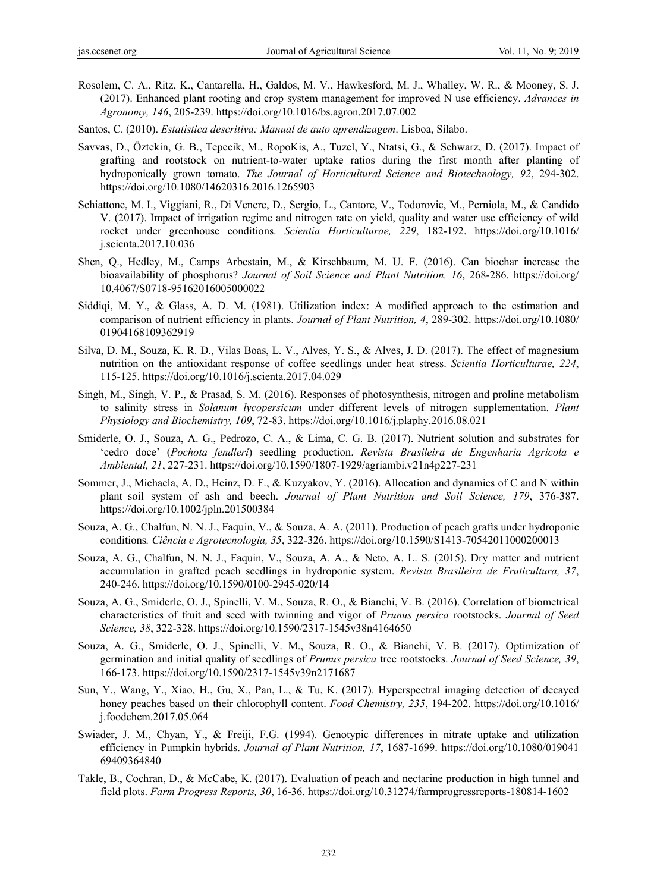Rosolem, C. A., Ritz, K., Cantarella, H., Galdos, M. V., Hawkesford, M. J., Whalley, W. R., & Mooney, S. J. (2017). Enhanced plant rooting and crop system management for improved N use efficiency. *Advances in Agronomy, 146*, 205-239. https://doi.org/10.1016/bs.agron.2017.07.002

Santos, C. (2010). *Estatística descritiva: Manual de auto aprendizagem*. Lisboa, Sílabo.

Savvas, D., Öztekin, G. B., Tepecik, M., RopoKis, A., Tuzel, Y., Ntatsi, G., & Schwarz, D. (2017). Impact of grafting and rootstock on nutrient-to-water uptake ratios during the first month after planting of hydroponically grown tomato. *The Journal of Horticultural Science and Biotechnology, 92*, 294-302. https://doi.org/10.1080/14620316.2016.1265903

Schiattone, M. I., Viggiani, R., Di Venere, D., Sergio, L., Cantore, V., Todorovic, M., Perniola, M., & Candido V. (2017). Impact of irrigation regime and nitrogen rate on yield, quality and water use efficiency of wild rocket under greenhouse conditions. *Scientia Horticulturae, 229*, 182-192. https://doi.org/10.1016/j.scienta.2017.10.036

Shen, Q., Hedley, M., Camps Arbestain, M., & Kirschbaum, M. U. F. (2016). Can biochar increase the bioavailability of phosphorus? *Journal of Soil Science and Plant Nutrition, 16*, 268-286. https://doi.org/10.4067/S0718-95162016005000022

Siddiqi, M. Y., & Glass, A. D. M. (1981). Utilization index: A modified approach to the estimation and comparison of nutrient efficiency in plants. *Journal of Plant Nutrition, 4*, 289-302. https://doi.org/10.1080/01904168109362919

Silva, D. M., Souza, K. R. D., Vilas Boas, L. V., Alves, Y. S., & Alves, J. D. (2017). The effect of magnesium nutrition on the antioxidant response of coffee seedlings under heat stress. *Scientia Horticulturae, 224*, 115-125. https://doi.org/10.1016/j.scienta.2017.04.029

Singh, M., Singh, V. P., & Prasad, S. M. (2016). Responses of photosynthesis, nitrogen and proline metabolism to salinity stress in *Solanum lycopersicum* under different levels of nitrogen supplementation. *Plant Physiology and Biochemistry, 109*, 72-83. https://doi.org/10.1016/j.plaphy.2016.08.021

Smiderle, O. J., Souza, A. G., Pedrozo, C. A., & Lima, C. G. B. (2017). Nutrient solution and substrates for 'cedro doce' (*Pochota fendleri*) seedling production. *Revista Brasileira de Engenharia Agrícola e Ambiental, 21*, 227-231. https://doi.org/10.1590/1807-1929/agriambi.v21n4p227-231

Sommer, J., Michaela, A. D., Heinz, D. F., & Kuzyakov, Y. (2016). Allocation and dynamics of C and N within plant–soil system of ash and beech. *Journal of Plant Nutrition and Soil Science, 179*, 376-387. https://doi.org/10.1002/jpln.201500384

Souza, A. G., Chalfun, N. N. J., Faquin, V., & Souza, A. A. (2011). Production of peach grafts under hydroponic conditions*. Ciência e Agrotecnologia, 35*, 322-326. https://doi.org/10.1590/S1413-70542011000200013

Souza, A. G., Chalfun, N. N. J., Faquin, V., Souza, A. A., & Neto, A. L. S. (2015). Dry matter and nutrient accumulation in grafted peach seedlings in hydroponic system. *Revista Brasileira de Fruticultura, 37*, 240-246. https://doi.org/10.1590/0100-2945-020/14

Souza, A. G., Smiderle, O. J., Spinelli, V. M., Souza, R. O., & Bianchi, V. B. (2016). Correlation of biometrical characteristics of fruit and seed with twinning and vigor of *Prunus persica* rootstocks. *Journal of Seed Science, 38*, 322-328. https://doi.org/10.1590/2317-1545v38n4164650

Souza, A. G., Smiderle, O. J., Spinelli, V. M., Souza, R. O., & Bianchi, V. B. (2017). Optimization of germination and initial quality of seedlings of *Prunus persica* tree rootstocks. *Journal of Seed Science, 39*, 166-173. https://doi.org/10.1590/2317-1545v39n2171687

Sun, Y., Wang, Y., Xiao, H., Gu, X., Pan, L., & Tu, K. (2017). Hyperspectral imaging detection of decayed honey peaches based on their chlorophyll content. *Food Chemistry, 235*, 194-202. https://doi.org/10.1016/j.foodchem.2017.05.064

Swiader, J. M., Chyan, Y., & Freiji, F.G. (1994). Genotypic differences in nitrate uptake and utilization efficiency in Pumpkin hybrids. *Journal of Plant Nutrition, 17*, 1687-1699. https://doi.org/10.1080/01904169409364840

Takle, B., Cochran, D., & McCabe, K. (2017). Evaluation of peach and nectarine production in high tunnel and field plots. *Farm Progress Reports, 30*, 16-36. https://doi.org/10.31274/farmprogressreports-180814-1602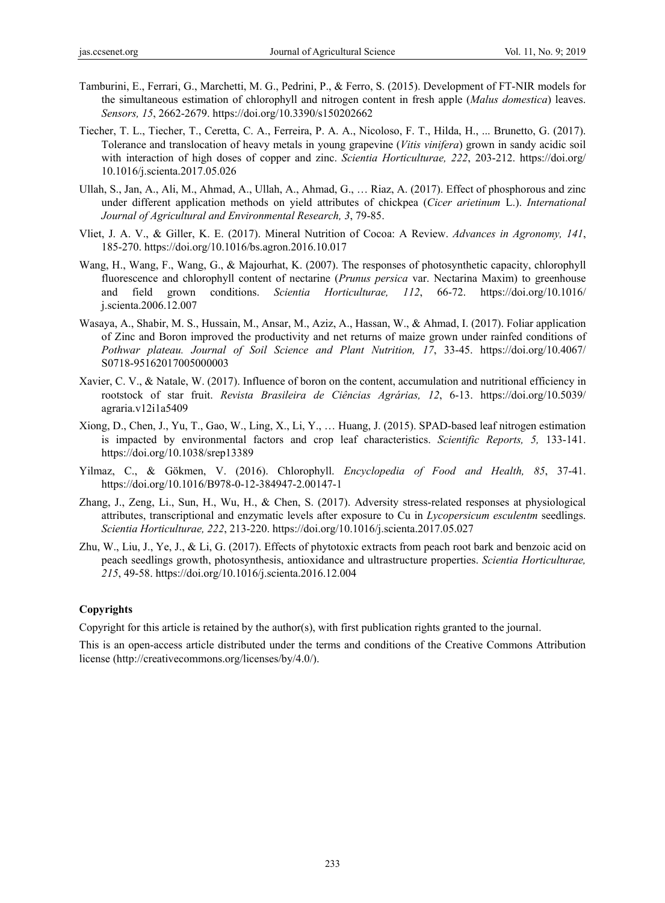Tamburini, E., Ferrari, G., Marchetti, M. G., Pedrini, P., & Ferro, S. (2015). Development of FT-NIR models for the simultaneous estimation of chlorophyll and nitrogen content in fresh apple (*Malus domestica*) leaves. *Sensors, 15*, 2662-2679. https://doi.org/10.3390/s150202662

Tiecher, T. L., Tiecher, T., Ceretta, C. A., Ferreira, P. A. A., Nicoloso, F. T., Hilda, H., ... Brunetto, G. (2017). Tolerance and translocation of heavy metals in young grapevine (*Vitis vinifera*) grown in sandy acidic soil with interaction of high doses of copper and zinc. *Scientia Horticulturae, 222*, 203-212. https://doi.org/10.1016/j.scienta.2017.05.026

Ullah, S., Jan, A., Ali, M., Ahmad, A., Ullah, A., Ahmad, G., … Riaz, A. (2017). Effect of phosphorous and zinc under different application methods on yield attributes of chickpea (*Cicer arietinum* L.). *International Journal of Agricultural and Environmental Research, 3*, 79-85.

Vliet, J. A. V., & Giller, K. E. (2017). Mineral Nutrition of Cocoa: A Review. *Advances in Agronomy, 141*, 185-270. https://doi.org/10.1016/bs.agron.2016.10.017

Wang, H., Wang, F., Wang, G., & Majourhat, K. (2007). The responses of photosynthetic capacity, chlorophyll fluorescence and chlorophyll content of nectarine (*Prunus persica* var. Nectarina Maxim) to greenhouse and field grown conditions. *Scientia Horticulturae, 112*, 66-72. https://doi.org/10.1016/j.scienta.2006.12.007

Wasaya, A., Shabir, M. S., Hussain, M., Ansar, M., Aziz, A., Hassan, W., & Ahmad, I. (2017). Foliar application of Zinc and Boron improved the productivity and net returns of maize grown under rainfed conditions of *Pothwar plateau. Journal of Soil Science and Plant Nutrition, 17*, 33-45. https://doi.org/10.4067/S0718-95162017005000003

Xavier, C. V., & Natale, W. (2017). Influence of boron on the content, accumulation and nutritional efficiency in rootstock of star fruit. *Revista Brasileira de Ciências Agrárias, 12*, 6-13. https://doi.org/10.5039/agraria.v12i1a5409

Xiong, D., Chen, J., Yu, T., Gao, W., Ling, X., Li, Y., … Huang, J. (2015). SPAD-based leaf nitrogen estimation is impacted by environmental factors and crop leaf characteristics. *Scientific Reports, 5,* 133-141. https://doi.org/10.1038/srep13389

Yilmaz, C., & Gökmen, V. (2016). Chlorophyll. *Encyclopedia of Food and Health, 85*, 37-41. https://doi.org/10.1016/B978-0-12-384947-2.00147-1

Zhang, J., Zeng, Li., Sun, H., Wu, H., & Chen, S. (2017). Adversity stress-related responses at physiological attributes, transcriptional and enzymatic levels after exposure to Cu in *Lycopersicum esculentm* seedlings. *Scientia Horticulturae, 222*, 213-220. https://doi.org/10.1016/j.scienta.2017.05.027

Zhu, W., Liu, J., Ye, J., & Li, G. (2017). Effects of phytotoxic extracts from peach root bark and benzoic acid on peach seedlings growth, photosynthesis, antioxidance and ultrastructure properties. *Scientia Horticulturae, 215*, 49-58. https://doi.org/10.1016/j.scienta.2016.12.004

### Copyrights

Copyright for this article is retained by the author(s), with first publication rights granted to the journal.

This is an open-access article distributed under the terms and conditions of the Creative Commons Attribution license (http://creativecommons.org/licenses/by/4.0/).